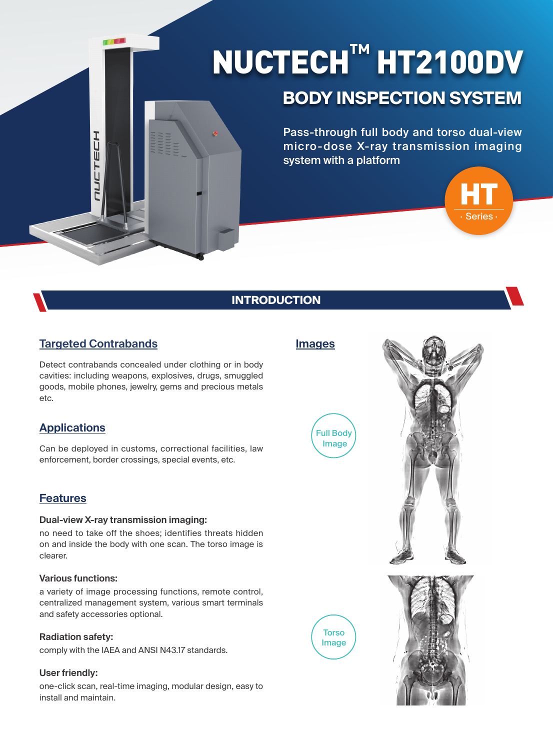# NUCTECH™ HT2100DV

## BODY INSPECTION SYSTEM

Pass-through full body and torso dual-view micro-dose X-ray transmission imaging system with a platform

HT · Series ·

## INTRODUCTION

### Targeted Contrabands

Detect contrabands concealed under clothing or in body cavities: including weapons, explosives, drugs, smuggled goods, mobile phones, jewelry, gems and precious metals etc.

### Applications

Can be deployed in customs, correctional facilities, law enforcement, border crossings, special events, etc.

### Features

**Dual-view X-ray transmission imaging:**
no need to take off the shoes; identifies threats hidden on and inside the body with one scan. The torso image is clearer.

**Various functions:**
a variety of image processing functions, remote control, centralized management system, various smart terminals and safety accessories optional.

**Radiation safety:**
comply with the IAEA and ANSI N43.17 standards.

**User friendly:**
one-click scan, real-time imaging, modular design, easy to install and maintain.

### Images

Full Body Image

Torso Image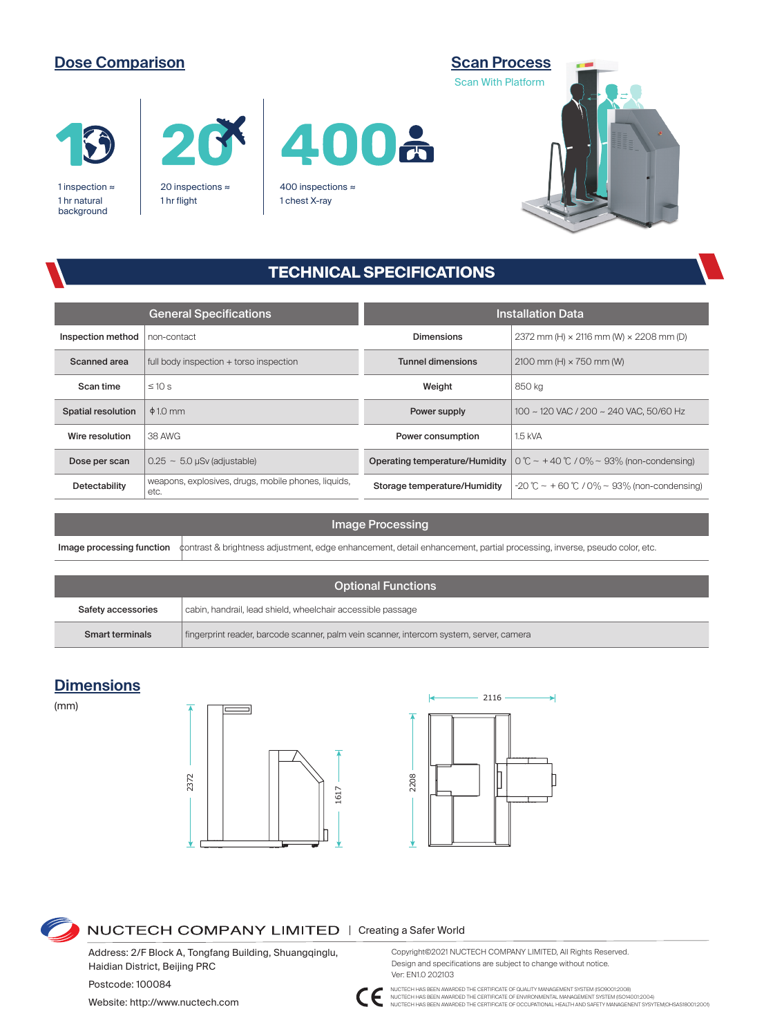## Dose Comparison

1 inspection ≈ 1 hr natural background

20 inspections ≈ 1 hr flight

400 inspections ≈ 1 chest X-ray

## Scan Process

Scan With Platform

# TECHNICAL SPECIFICATIONS

| General Specifications | | Installation Data | |
|---|---|---|---|
| Inspection method | non-contact | Dimensions | 2372 mm (H) × 2116 mm (W) × 2208 mm (D) |
| Scanned area | full body inspection + torso inspection | Tunnel dimensions | 2100 mm (H) × 750 mm (W) |
| Scan time | ≤ 10 s | Weight | 850 kg |
| Spatial resolution | ϕ 1.0 mm | Power supply | 100 ~ 120 VAC / 200 ~ 240 VAC, 50/60 Hz |
| Wire resolution | 38 AWG | Power consumption | 1.5 kVA |
| Dose per scan | 0.25 ~ 5.0 μSv (adjustable) | Operating temperature/Humidity | 0 ℃ ~ + 40 ℃ / 0% ~ 93% (non-condensing) |
| Detectability | weapons, explosives, drugs, mobile phones, liquids, etc. | Storage temperature/Humidity | -20 ℃ ~ + 60 ℃ / 0% ~ 93% (non-condensing) |

| Image Processing | |
|---|---|
| Image processing function | contrast & brightness adjustment, edge enhancement, detail enhancement, partial processing, inverse, pseudo color, etc. |

| Optional Functions | |
|---|---|
| Safety accessories | cabin, handrail, lead shield, wheelchair accessible passage |
| Smart terminals | fingerprint reader, barcode scanner, palm vein scanner, intercom system, server, camera |

## Dimensions

(mm)

2372

1617

2116

2208

NUCTECH COMPANY LIMITED | Creating a Safer World

Address: 2/F Block A, Tongfang Building, Shuangqinglu, Haidian District, Beijing PRC

Postcode: 100084

Website: http://www.nuctech.com

Copyright©2021 NUCTECH COMPANY LIMITED, All Rights Reserved.
Design and specifications are subject to change without notice.
Ver: EN1.0 202103

NUCTECH HAS BEEN AWARDED THE CERTIFICATE OF QUALITY MANAGEMENT SYSTEM (ISO9001:2008)
NUCTECH HAS BEEN AWARDED THE CERTIFICATE OF ENVIRONMENTAL MANAGEMENT SYSTEM (ISO14001:2004)
NUCTECH HAS BEEN AWARDED THE CERTIFICATE OF OCCUPATIONAL HEALTH AND SAFETY MANAGEMENT SYSTEM(OHSAS18001:2001)